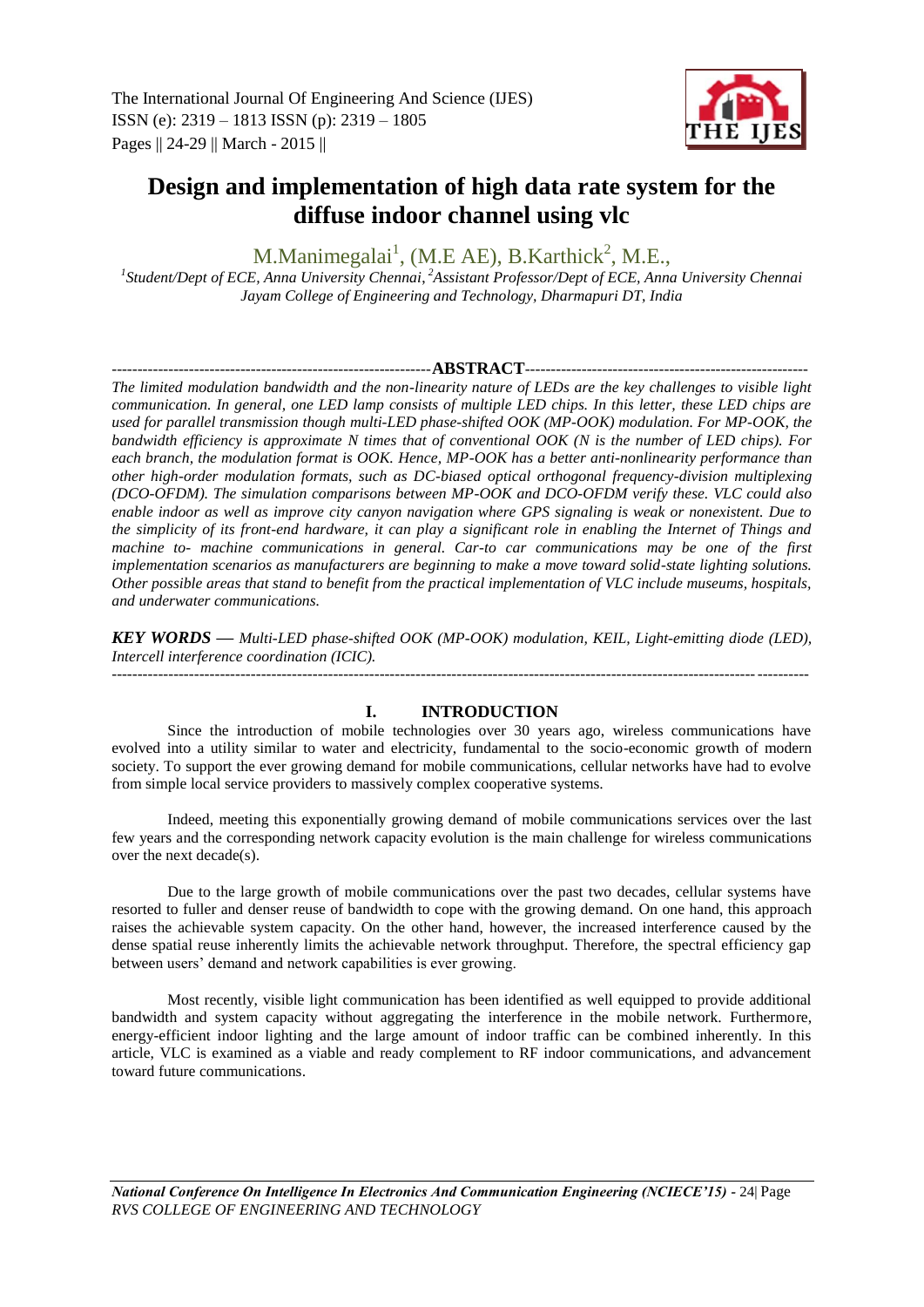# Design and implementation of high data rate system for the diffuse indoor channel using vlc

M.Manimegalai[1], (M.E AE), B.Karthick[2], M.E.,

[1]Student/Dept of ECE, Anna University Chennai, [2]Assistant Professor/Dept of ECE, Anna University Chennai Jayam College of Engineering and Technology, Dharmapuri DT, India

## ABSTRACT

*The limited modulation bandwidth and the non-linearity nature of LEDs are the key challenges to visible light communication. In general, one LED lamp consists of multiple LED chips. In this letter, these LED chips are used for parallel transmission though multi-LED phase-shifted OOK (MP-OOK) modulation. For MP-OOK, the bandwidth efficiency is approximate N times that of conventional OOK (N is the number of LED chips). For each branch, the modulation format is OOK. Hence, MP-OOK has a better anti-nonlinearity performance than other high-order modulation formats, such as DC-biased optical orthogonal frequency-division multiplexing (DCO-OFDM). The simulation comparisons between MP-OOK and DCO-OFDM verify these. VLC could also enable indoor as well as improve city canyon navigation where GPS signaling is weak or nonexistent. Due to the simplicity of its front-end hardware, it can play a significant role in enabling the Internet of Things and machine to- machine communications in general. Car-to car communications may be one of the first implementation scenarios as manufacturers are beginning to make a move toward solid-state lighting solutions. Other possible areas that stand to benefit from the practical implementation of VLC include museums, hospitals, and underwater communications.*

***KEY WORDS —*** *Multi-LED phase-shifted OOK (MP-OOK) modulation, KEIL, Light-emitting diode (LED), Intercell interference coordination (ICIC).*

## I. INTRODUCTION

Since the introduction of mobile technologies over 30 years ago, wireless communications have evolved into a utility similar to water and electricity, fundamental to the socio-economic growth of modern society. To support the ever growing demand for mobile communications, cellular networks have had to evolve from simple local service providers to massively complex cooperative systems.

Indeed, meeting this exponentially growing demand of mobile communications services over the last few years and the corresponding network capacity evolution is the main challenge for wireless communications over the next decade(s).

Due to the large growth of mobile communications over the past two decades, cellular systems have resorted to fuller and denser reuse of bandwidth to cope with the growing demand. On one hand, this approach raises the achievable system capacity. On the other hand, however, the increased interference caused by the dense spatial reuse inherently limits the achievable network throughput. Therefore, the spectral efficiency gap between users' demand and network capabilities is ever growing.

Most recently, visible light communication has been identified as well equipped to provide additional bandwidth and system capacity without aggregating the interference in the mobile network. Furthermore, energy-efficient indoor lighting and the large amount of indoor traffic can be combined inherently. In this article, VLC is examined as a viable and ready complement to RF indoor communications, and advancement toward future communications.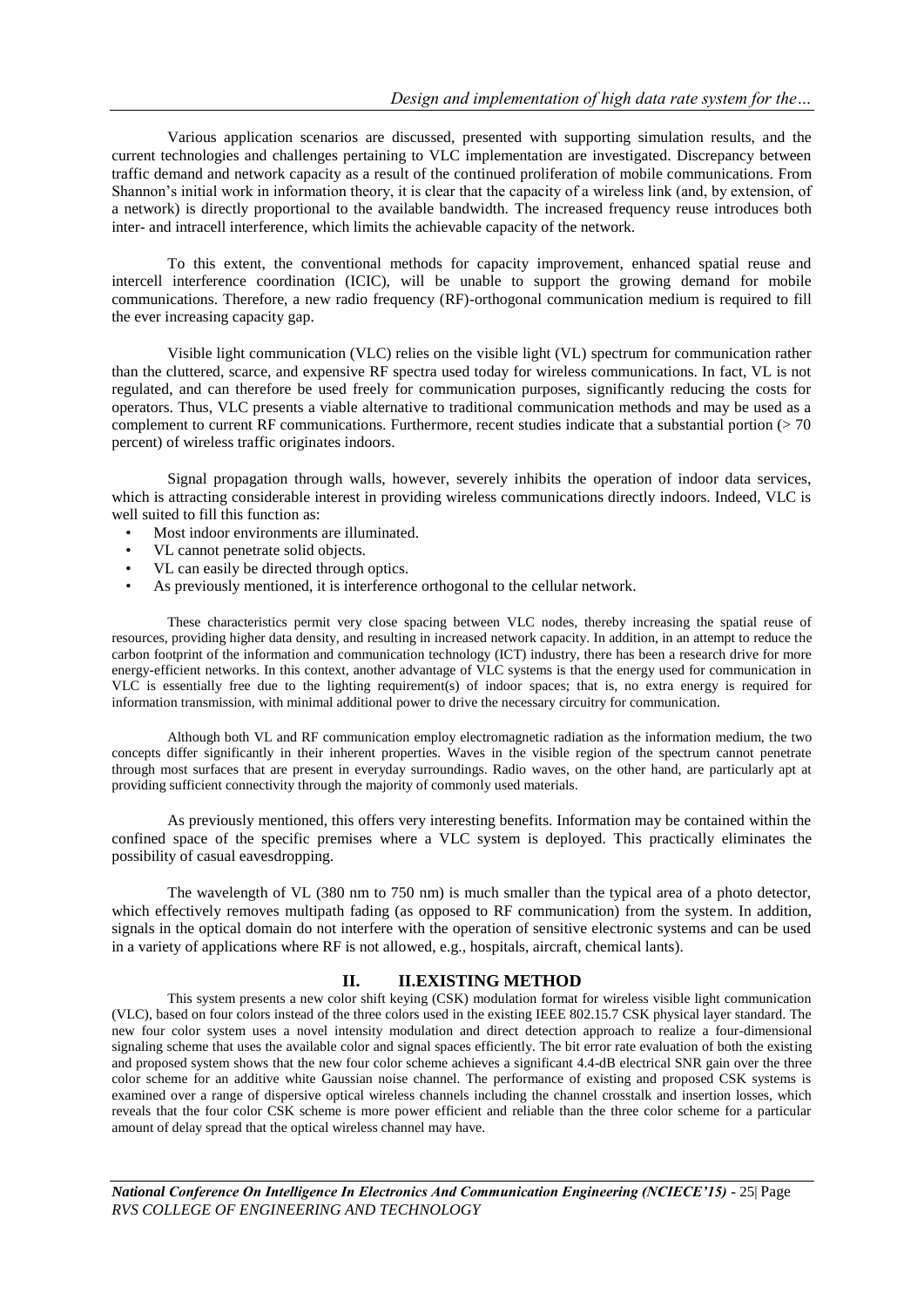Various application scenarios are discussed, presented with supporting simulation results, and the current technologies and challenges pertaining to VLC implementation are investigated. Discrepancy between traffic demand and network capacity as a result of the continued proliferation of mobile communications. From Shannon's initial work in information theory, it is clear that the capacity of a wireless link (and, by extension, of a network) is directly proportional to the available bandwidth. The increased frequency reuse introduces both inter- and intracell interference, which limits the achievable capacity of the network.

To this extent, the conventional methods for capacity improvement, enhanced spatial reuse and intercell interference coordination (ICIC), will be unable to support the growing demand for mobile communications. Therefore, a new radio frequency (RF)-orthogonal communication medium is required to fill the ever increasing capacity gap.

Visible light communication (VLC) relies on the visible light (VL) spectrum for communication rather than the cluttered, scarce, and expensive RF spectra used today for wireless communications. In fact, VL is not regulated, and can therefore be used freely for communication purposes, significantly reducing the costs for operators. Thus, VLC presents a viable alternative to traditional communication methods and may be used as a complement to current RF communications. Furthermore, recent studies indicate that a substantial portion (> 70 percent) of wireless traffic originates indoors.

Signal propagation through walls, however, severely inhibits the operation of indoor data services, which is attracting considerable interest in providing wireless communications directly indoors. Indeed, VLC is well suited to fill this function as:

- Most indoor environments are illuminated.
- VL cannot penetrate solid objects.
- VL can easily be directed through optics.
- As previously mentioned, it is interference orthogonal to the cellular network.

These characteristics permit very close spacing between VLC nodes, thereby increasing the spatial reuse of resources, providing higher data density, and resulting in increased network capacity. In addition, in an attempt to reduce the carbon footprint of the information and communication technology (ICT) industry, there has been a research drive for more energy-efficient networks. In this context, another advantage of VLC systems is that the energy used for communication in VLC is essentially free due to the lighting requirement(s) of indoor spaces; that is, no extra energy is required for information transmission, with minimal additional power to drive the necessary circuitry for communication.

Although both VL and RF communication employ electromagnetic radiation as the information medium, the two concepts differ significantly in their inherent properties. Waves in the visible region of the spectrum cannot penetrate through most surfaces that are present in everyday surroundings. Radio waves, on the other hand, are particularly apt at providing sufficient connectivity through the majority of commonly used materials.

As previously mentioned, this offers very interesting benefits. Information may be contained within the confined space of the specific premises where a VLC system is deployed. This practically eliminates the possibility of casual eavesdropping.

The wavelength of VL (380 nm to 750 nm) is much smaller than the typical area of a photo detector, which effectively removes multipath fading (as opposed to RF communication) from the system. In addition, signals in the optical domain do not interfere with the operation of sensitive electronic systems and can be used in a variety of applications where RF is not allowed, e.g., hospitals, aircraft, chemical lants).

## II. II.EXISTING METHOD

This system presents a new color shift keying (CSK) modulation format for wireless visible light communication (VLC), based on four colors instead of the three colors used in the existing IEEE 802.15.7 CSK physical layer standard. The new four color system uses a novel intensity modulation and direct detection approach to realize a four-dimensional signaling scheme that uses the available color and signal spaces efficiently. The bit error rate evaluation of both the existing and proposed system shows that the new four color scheme achieves a significant 4.4-dB electrical SNR gain over the three color scheme for an additive white Gaussian noise channel. The performance of existing and proposed CSK systems is examined over a range of dispersive optical wireless channels including the channel crosstalk and insertion losses, which reveals that the four color CSK scheme is more power efficient and reliable than the three color scheme for a particular amount of delay spread that the optical wireless channel may have.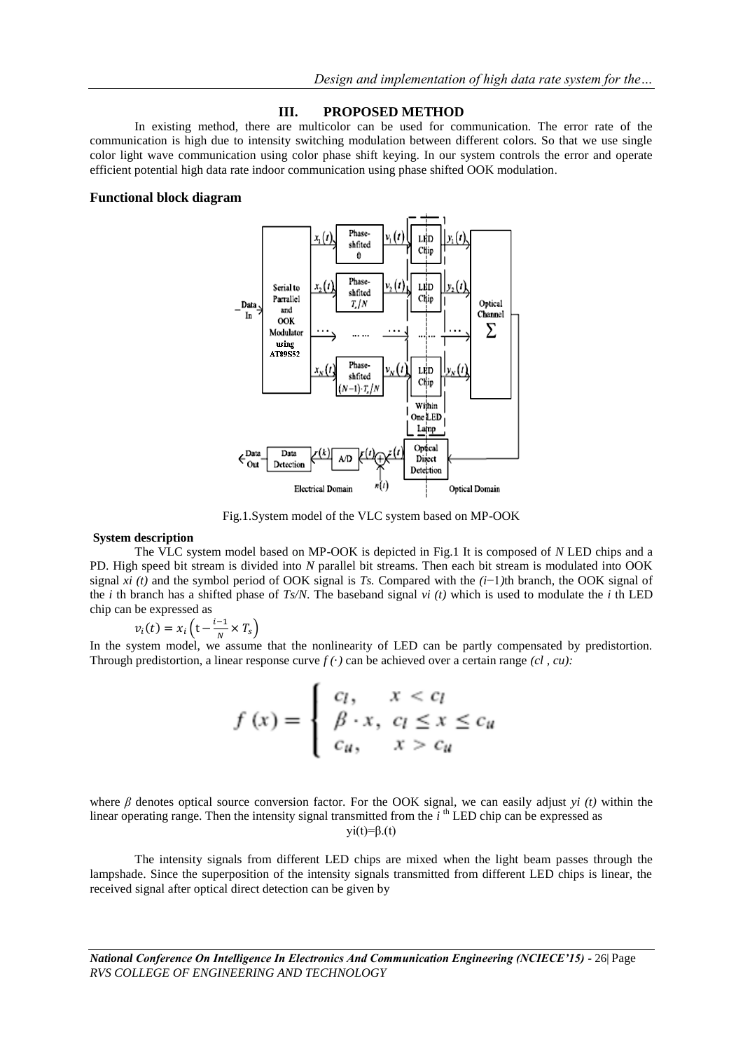## III. PROPOSED METHOD

In existing method, there are multicolor can be used for communication. The error rate of the communication is high due to intensity switching modulation between different colors. So that we use single color light wave communication using color phase shift keying. In our system controls the error and operate efficient potential high data rate indoor communication using phase shifted OOK modulation.

### Functional block diagram

Fig.1.System model of the VLC system based on MP-OOK

### System description

The VLC system model based on MP-OOK is depicted in Fig.1 It is composed of *N* LED chips and a PD. High speed bit stream is divided into *N* parallel bit streams. Then each bit stream is modulated into OOK signal $x_i(t)$ and the symbol period of OOK signal is $T_s$. Compared with the $(i-1)$th branch, the OOK signal of the *i* th branch has a shifted phase of $T_s/N$. The baseband signal $v_i(t)$ which is used to modulate the *i* th LED chip can be expressed as

$$v_i(t) = x_i\left(t - \frac{i-1}{N} \times T_s\right)$$

In the system model, we assume that the nonlinearity of LED can be partly compensated by predistortion. Through predistortion, a linear response curve $f(\cdot)$ can be achieved over a certain range $(c_l, c_u)$:

$$f(x) = \begin{cases} c_l, & x < c_l \\ \beta \cdot x, & c_l \le x \le c_u \\ c_u, & x > c_u \end{cases}$$

where $\beta$ denotes optical source conversion factor. For the OOK signal, we can easily adjust $y_i(t)$ within the linear operating range. Then the intensity signal transmitted from the $i^{th}$ LED chip can be expressed as

$$y_i(t) = \beta.(t)$$

The intensity signals from different LED chips are mixed when the light beam passes through the lampshade. Since the superposition of the intensity signals transmitted from different LED chips is linear, the received signal after optical direct detection can be given by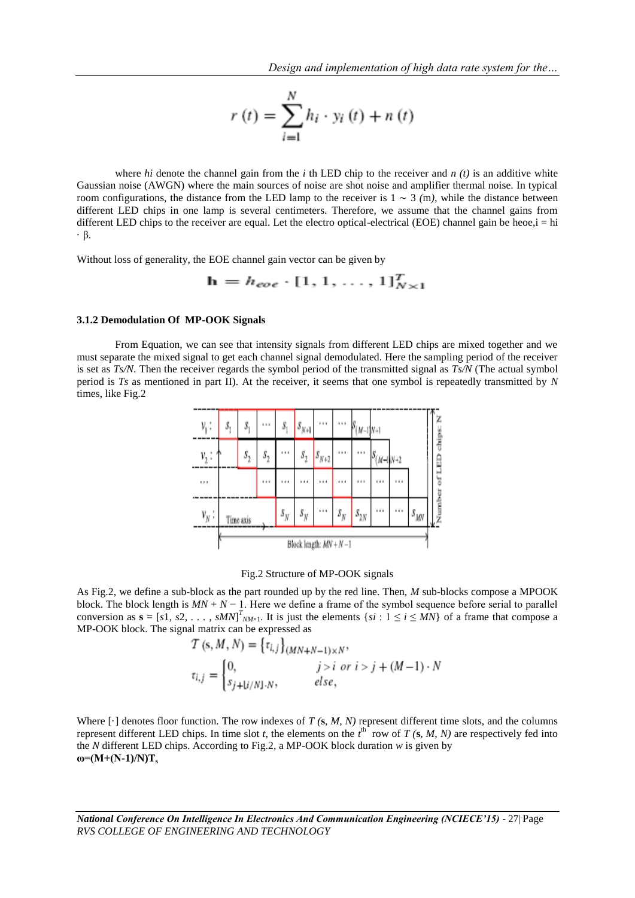$$r(t) = \sum_{i=1}^{N} h_i \cdot y_i(t) + n(t)$$

where $h_i$ denote the channel gain from the $i$ th LED chip to the receiver and $n(t)$ is an additive white Gaussian noise (AWGN) where the main sources of noise are shot noise and amplifier thermal noise. In typical room configurations, the distance from the LED lamp to the receiver is 1 ∼ 3 (m), while the distance between different LED chips in one lamp is several centimeters. Therefore, we assume that the channel gains from different LED chips to the receiver are equal. Let the electro optical-electrical (EOE) channel gain be $h_{eoe,i} = h_i \cdot \beta$.

Without loss of generality, the EOE channel gain vector can be given by

$$\mathbf{h} = h_{eoe} \cdot [1, 1, \ldots, 1]_{N\times 1}^{T}$$

### 3.1.2 Demodulation Of MP-OOK Signals

From Equation, we can see that intensity signals from different LED chips are mixed together and we must separate the mixed signal to get each channel signal demodulated. Here the sampling period of the receiver is set as $T_s/N$. Then the receiver regards the symbol period of the transmitted signal as $T_s/N$ (The actual symbol period is $T_s$ as mentioned in part II). At the receiver, it seems that one symbol is repeatedly transmitted by $N$ times, like Fig.2

Fig.2 Structure of MP-OOK signals

As Fig.2, we define a sub-block as the part rounded up by the red line. Then, $M$ sub-blocks compose a MPOOK block. The block length is $MN + N - 1$. Here we define a frame of the symbol sequence before serial to parallel conversion as $\mathbf{s} = [s1, s2, \ldots, sMN]^{T}_{NM\times 1}$. It is just the elements $\{s_i : 1 \le i \le MN\}$ of a frame that compose a MP-OOK block. The signal matrix can be expressed as

$$T(\mathbf{s}, M, N) = \{\tau_{i,j}\}_{(MN+N-1)\times N},$$

$$\tau_{i,j} = \begin{cases} 0, & j > i \text{ or } i > j + (M-1)\cdot N \\ s_{j+\lfloor i/N \rfloor \cdot N}, & else, \end{cases}$$

Where [·] denotes floor function. The row indexes of $T(\mathbf{s}, M, N)$ represent different time slots, and the columns represent different LED chips. In time slot $t$, the elements on the $t^{th}$ row of $T(\mathbf{s}, M, N)$ are respectively fed into the $N$ different LED chips. According to Fig.2, a MP-OOK block duration $w$ is given by

$$\boldsymbol{\omega} = (\mathbf{M} + (\mathbf{N}-1)/\mathbf{N})\mathbf{T_s}$$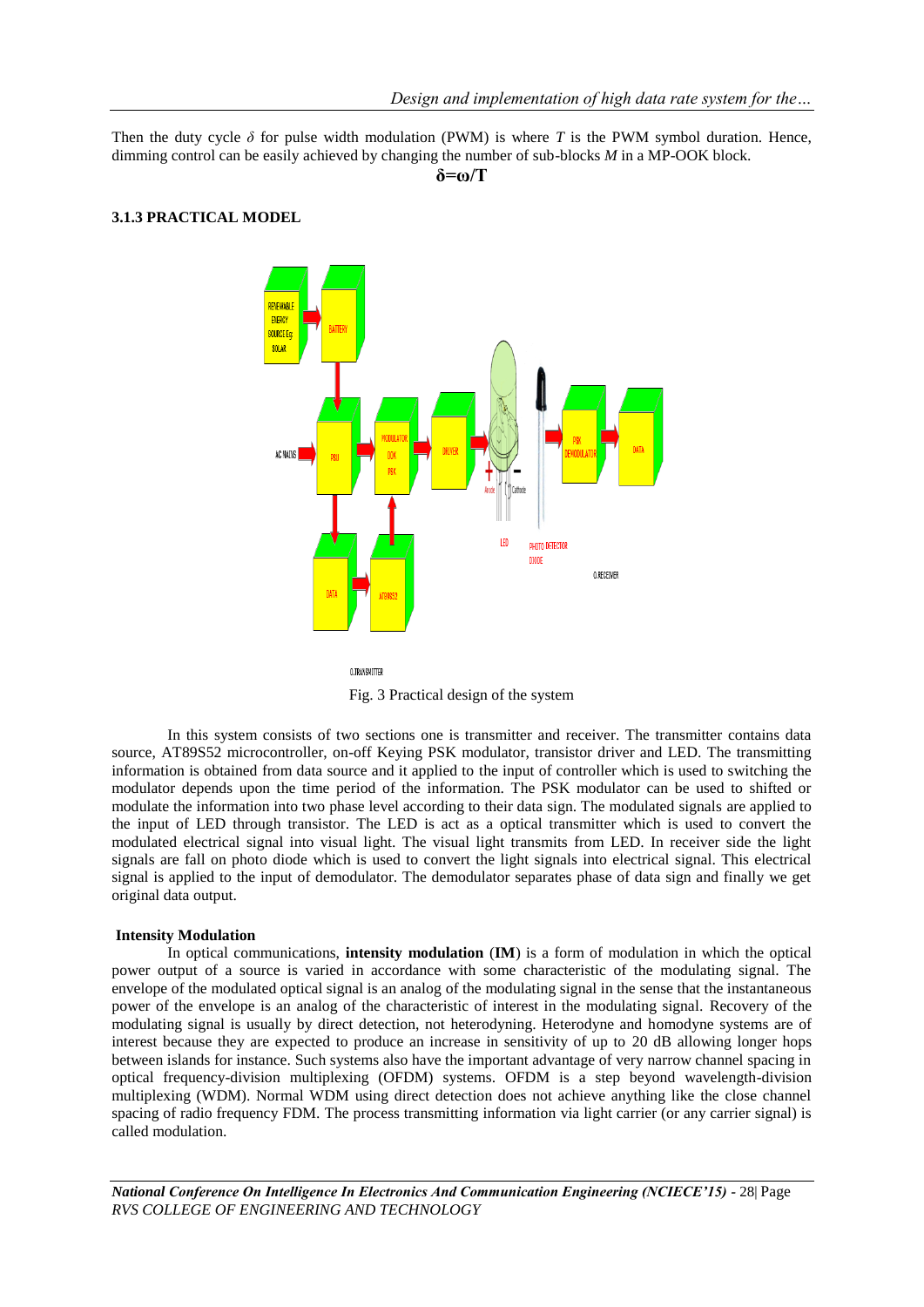Then the duty cycle $\delta$ for pulse width modulation (PWM) is where $T$ is the PWM symbol duration. Hence, dimming control can be easily achieved by changing the number of sub-blocks $M$ in a MP-OOK block.

$$\delta = \omega / T$$

### 3.1.3 PRACTICAL MODEL

Fig. 3 Practical design of the system

In this system consists of two sections one is transmitter and receiver. The transmitter contains data source, AT89S52 microcontroller, on-off Keying PSK modulator, transistor driver and LED. The transmitting information is obtained from data source and it applied to the input of controller which is used to switching the modulator depends upon the time period of the information. The PSK modulator can be used to shifted or modulate the information into two phase level according to their data sign. The modulated signals are applied to the input of LED through transistor. The LED is act as a optical transmitter which is used to convert the modulated electrical signal into visual light. The visual light transmits from LED. In receiver side the light signals are fall on photo diode which is used to convert the light signals into electrical signal. This electrical signal is applied to the input of demodulator. The demodulator separates phase of data sign and finally we get original data output.

**Intensity Modulation**

In optical communications, **intensity modulation** (**IM**) is a form of modulation in which the optical power output of a source is varied in accordance with some characteristic of the modulating signal. The envelope of the modulated optical signal is an analog of the modulating signal in the sense that the instantaneous power of the envelope is an analog of the characteristic of interest in the modulating signal. Recovery of the modulating signal is usually by direct detection, not heterodyning. Heterodyne and homodyne systems are of interest because they are expected to produce an increase in sensitivity of up to 20 dB allowing longer hops between islands for instance. Such systems also have the important advantage of very narrow channel spacing in optical frequency-division multiplexing (OFDM) systems. OFDM is a step beyond wavelength-division multiplexing (WDM). Normal WDM using direct detection does not achieve anything like the close channel spacing of radio frequency FDM. The process transmitting information via light carrier (or any carrier signal) is called modulation.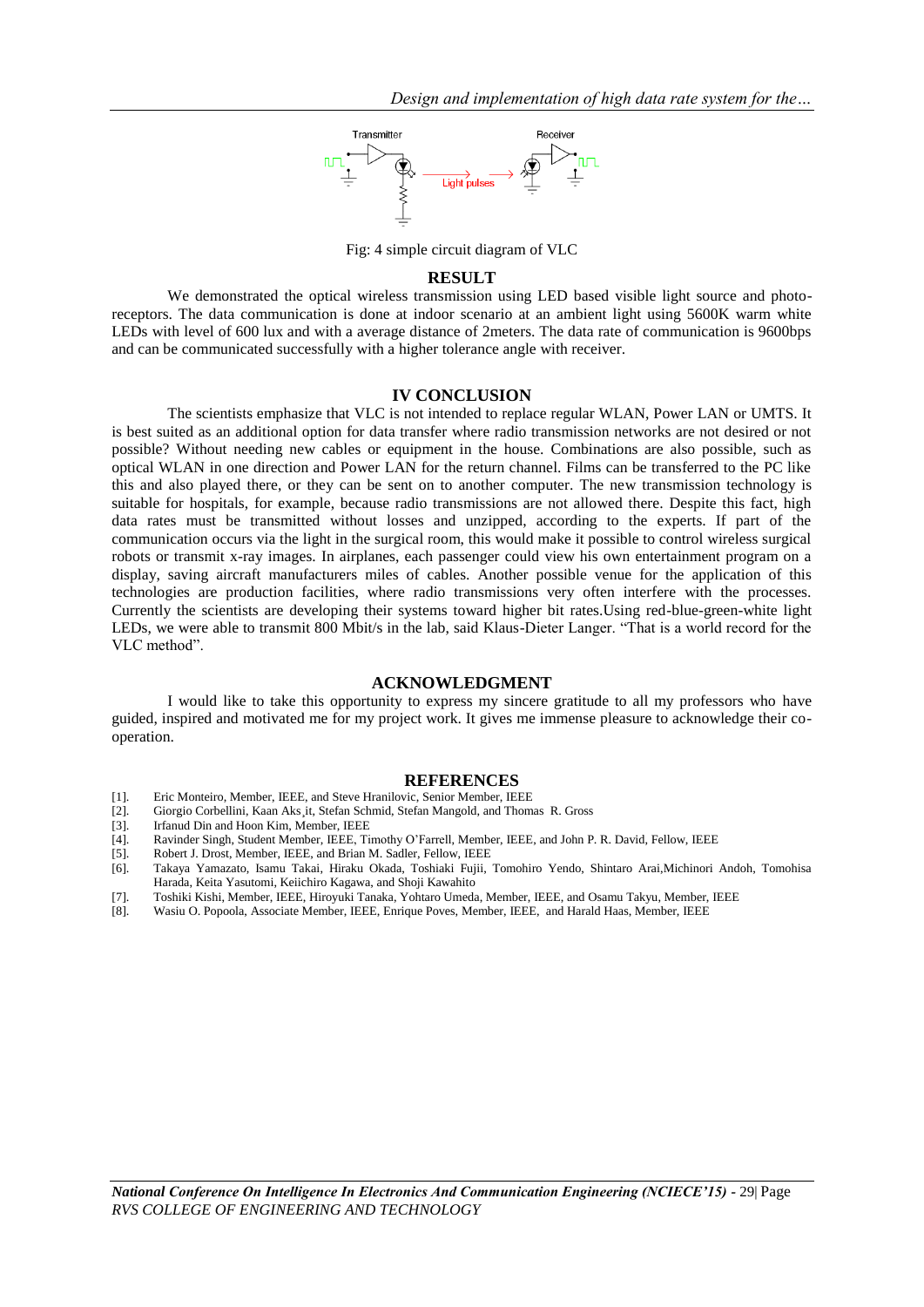Transmitter

Receiver

Light pulses

Fig: 4 simple circuit diagram of VLC

## RESULT

We demonstrated the optical wireless transmission using LED based visible light source and photo-receptors. The data communication is done at indoor scenario at an ambient light using 5600K warm white LEDs with level of 600 lux and with a average distance of 2meters. The data rate of communication is 9600bps and can be communicated successfully with a higher tolerance angle with receiver.

## IV CONCLUSION

The scientists emphasize that VLC is not intended to replace regular WLAN, Power LAN or UMTS. It is best suited as an additional option for data transfer where radio transmission networks are not desired or not possible? Without needing new cables or equipment in the house. Combinations are also possible, such as optical WLAN in one direction and Power LAN for the return channel. Films can be transferred to the PC like this and also played there, or they can be sent on to another computer. The new transmission technology is suitable for hospitals, for example, because radio transmissions are not allowed there. Despite this fact, high data rates must be transmitted without losses and unzipped, according to the experts. If part of the communication occurs via the light in the surgical room, this would make it possible to control wireless surgical robots or transmit x-ray images. In airplanes, each passenger could view his own entertainment program on a display, saving aircraft manufacturers miles of cables. Another possible venue for the application of this technologies are production facilities, where radio transmissions very often interfere with the processes. Currently the scientists are developing their systems toward higher bit rates.Using red-blue-green-white light LEDs, we were able to transmit 800 Mbit/s in the lab, said Klaus-Dieter Langer. "That is a world record for the VLC method".

## ACKNOWLEDGMENT

I would like to take this opportunity to express my sincere gratitude to all my professors who have guided, inspired and motivated me for my project work. It gives me immense pleasure to acknowledge their co-operation.

## REFERENCES

[1]. Eric Monteiro, Member, IEEE, and Steve Hranilovic, Senior Member, IEEE
[2]. Giorgio Corbellini, Kaan Aks¸it, Stefan Schmid, Stefan Mangold, and Thomas R. Gross
[3]. Irfanud Din and Hoon Kim, Member, IEEE
[4]. Ravinder Singh, Student Member, IEEE, Timothy O'Farrell, Member, IEEE, and John P. R. David, Fellow, IEEE
[5]. Robert J. Drost, Member, IEEE, and Brian M. Sadler, Fellow, IEEE
[6]. Takaya Yamazato, Isamu Takai, Hiraku Okada, Toshiaki Fujii, Tomohiro Yendo, Shintaro Arai,Michinori Andoh, Tomohisa Harada, Keita Yasutomi, Keiichiro Kagawa, and Shoji Kawahito
[7]. Toshiki Kishi, Member, IEEE, Hiroyuki Tanaka, Yohtaro Umeda, Member, IEEE, and Osamu Takyu, Member, IEEE
[8]. Wasiu O. Popoola, Associate Member, IEEE, Enrique Poves, Member, IEEE, and Harald Haas, Member, IEEE